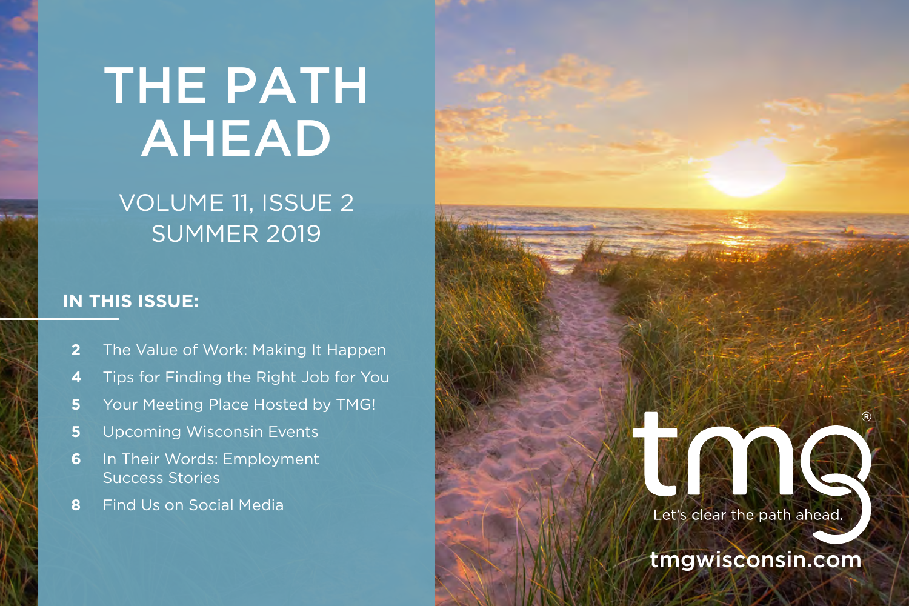# THE PATH AHEAD

VOLUME 11, ISSUE 2
SUMMER 2019

## IN THIS ISSUE:

- 2 The Value of Work: Making It Happen
- 4 Tips for Finding the Right Job for You
- 5 Your Meeting Place Hosted by TMG!
- 5 Upcoming Wisconsin Events
- 6 In Their Words: Employment Success Stories
- 8 Find Us on Social Media

tmg®

Let's clear the path ahead.

tmgwisconsin.com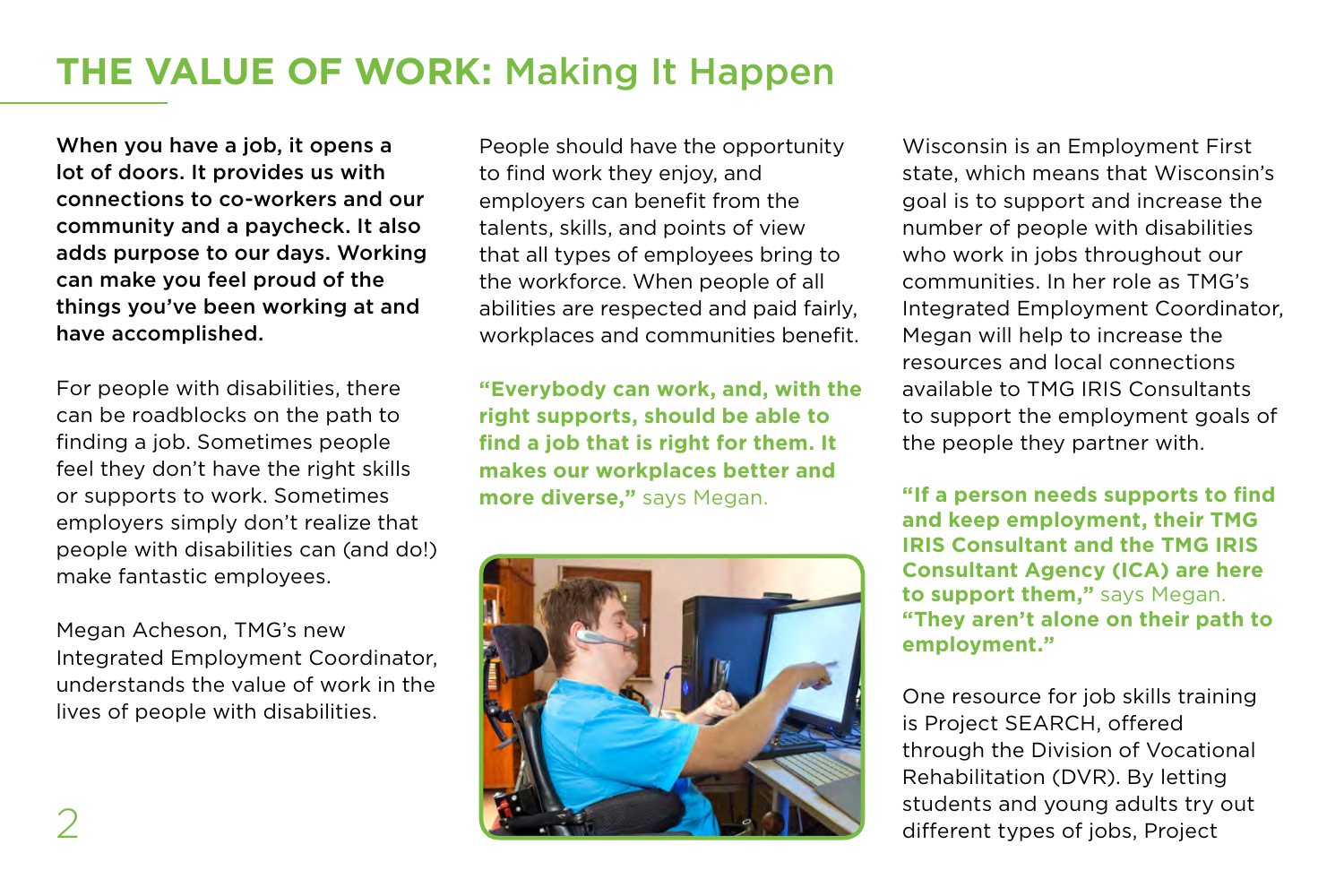# THE VALUE OF WORK: Making It Happen

**When you have a job, it opens a lot of doors. It provides us with connections to co-workers and our community and a paycheck. It also adds purpose to our days. Working can make you feel proud of the things you've been working at and have accomplished.**

For people with disabilities, there can be roadblocks on the path to finding a job. Sometimes people feel they don't have the right skills or supports to work. Sometimes employers simply don't realize that people with disabilities can (and do!) make fantastic employees.

Megan Acheson, TMG's new Integrated Employment Coordinator, understands the value of work in the lives of people with disabilities.

People should have the opportunity to find work they enjoy, and employers can benefit from the talents, skills, and points of view that all types of employees bring to the workforce. When people of all abilities are respected and paid fairly, workplaces and communities benefit.

**"Everybody can work, and, with the right supports, should be able to find a job that is right for them. It makes our workplaces better and more diverse,"** says Megan.

Wisconsin is an Employment First state, which means that Wisconsin's goal is to support and increase the number of people with disabilities who work in jobs throughout our communities. In her role as TMG's Integrated Employment Coordinator, Megan will help to increase the resources and local connections available to TMG IRIS Consultants to support the employment goals of the people they partner with.

**"If a person needs supports to find and keep employment, their TMG IRIS Consultant and the TMG IRIS Consultant Agency (ICA) are here to support them,"** says Megan. **"They aren't alone on their path to employment."**

One resource for job skills training is Project SEARCH, offered through the Division of Vocational Rehabilitation (DVR). By letting students and young adults try out different types of jobs, Project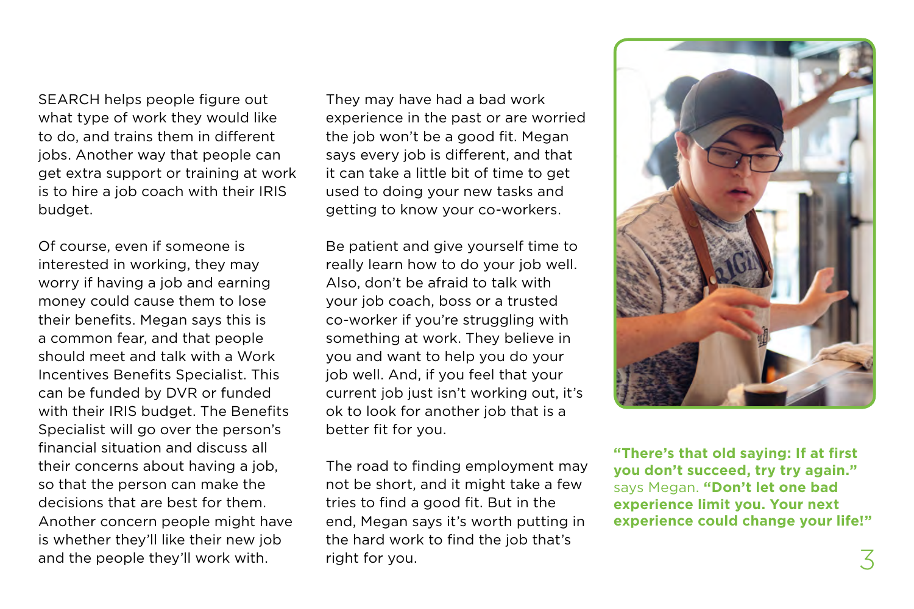SEARCH helps people figure out what type of work they would like to do, and trains them in different jobs. Another way that people can get extra support or training at work is to hire a job coach with their IRIS budget.

Of course, even if someone is interested in working, they may worry if having a job and earning money could cause them to lose their benefits. Megan says this is a common fear, and that people should meet and talk with a Work Incentives Benefits Specialist. This can be funded by DVR or funded with their IRIS budget. The Benefits Specialist will go over the person's financial situation and discuss all their concerns about having a job, so that the person can make the decisions that are best for them. Another concern people might have is whether they'll like their new job and the people they'll work with.

They may have had a bad work experience in the past or are worried the job won't be a good fit. Megan says every job is different, and that it can take a little bit of time to get used to doing your new tasks and getting to know your co-workers.

Be patient and give yourself time to really learn how to do your job well. Also, don't be afraid to talk with your job coach, boss or a trusted co-worker if you're struggling with something at work. They believe in you and want to help you do your job well. And, if you feel that your current job just isn't working out, it's ok to look for another job that is a better fit for you.

The road to finding employment may not be short, and it might take a few tries to find a good fit. But in the end, Megan says it's worth putting in the hard work to find the job that's right for you.

**"There's that old saying: If at first you don't succeed, try try again."** says Megan. **"Don't let one bad experience limit you. Your next experience could change your life!"**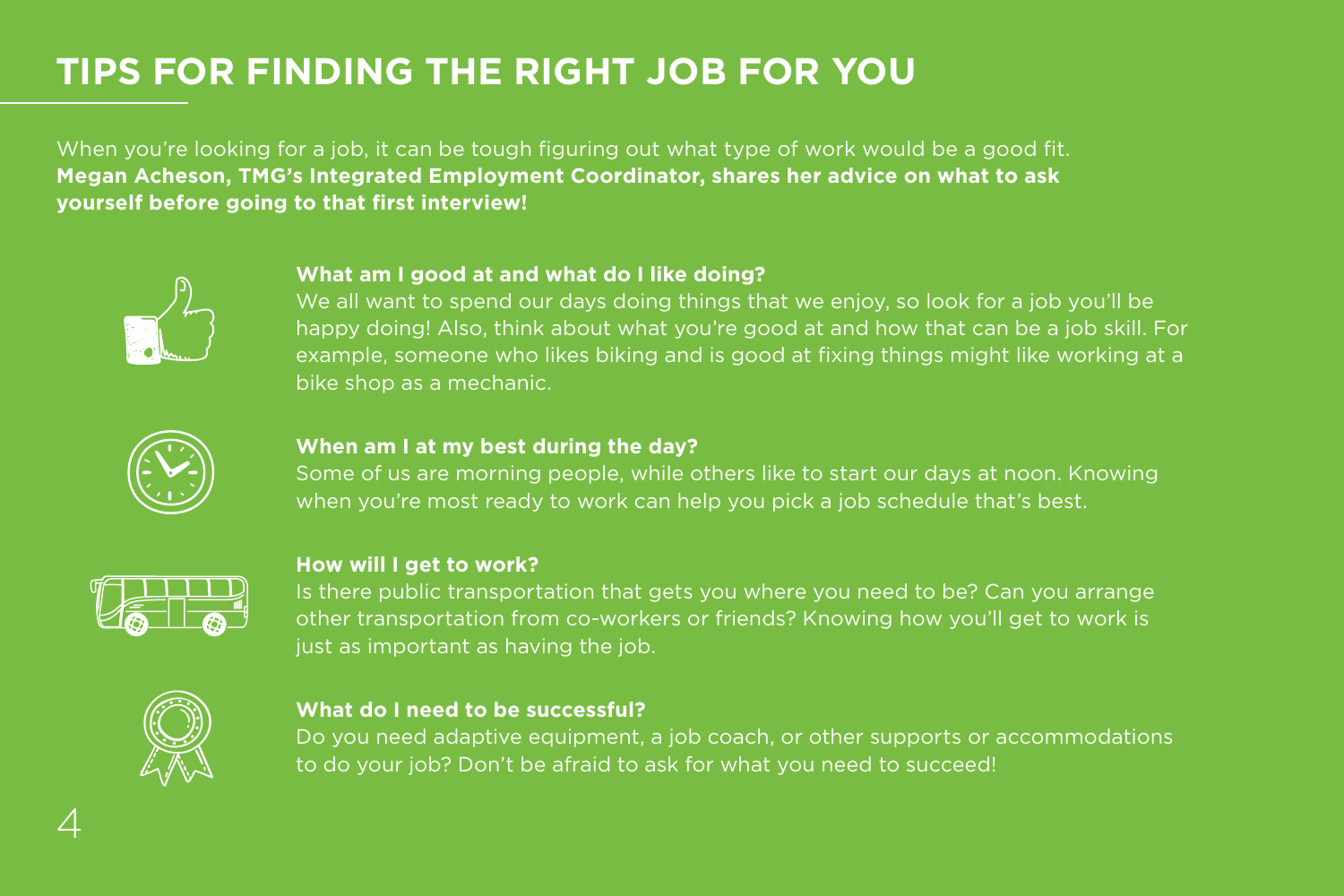# TIPS FOR FINDING THE RIGHT JOB FOR YOU

When you're looking for a job, it can be tough figuring out what type of work would be a good fit. **Megan Acheson, TMG's Integrated Employment Coordinator, shares her advice on what to ask yourself before going to that first interview!**

**What am I good at and what do I like doing?**
We all want to spend our days doing things that we enjoy, so look for a job you'll be happy doing! Also, think about what you're good at and how that can be a job skill. For example, someone who likes biking and is good at fixing things might like working at a bike shop as a mechanic.

**When am I at my best during the day?**
Some of us are morning people, while others like to start our days at noon. Knowing when you're most ready to work can help you pick a job schedule that's best.

**How will I get to work?**
Is there public transportation that gets you where you need to be? Can you arrange other transportation from co-workers or friends? Knowing how you'll get to work is just as important as having the job.

**What do I need to be successful?**
Do you need adaptive equipment, a job coach, or other supports or accommodations to do your job? Don't be afraid to ask for what you need to succeed!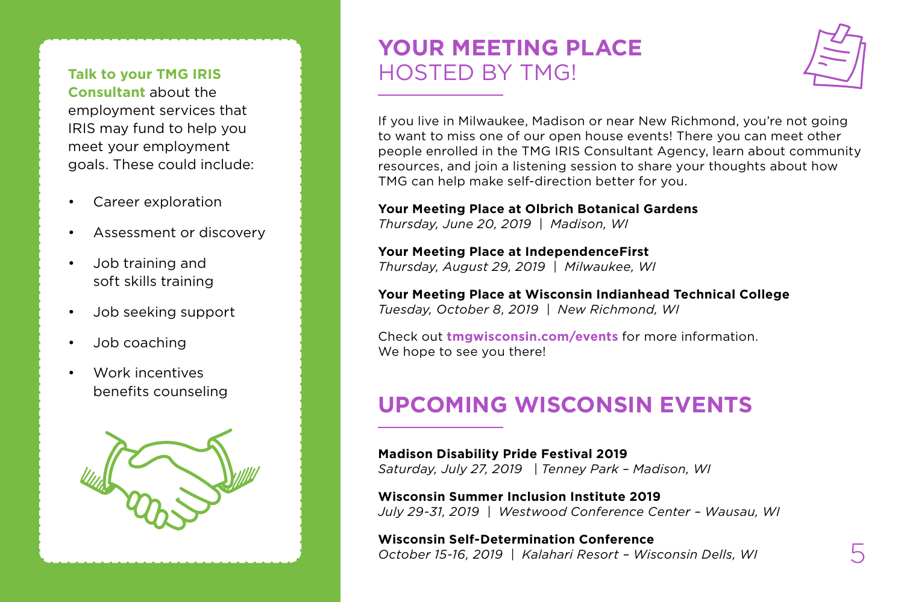**Talk to your TMG IRIS Consultant** about the employment services that IRIS may fund to help you meet your employment goals. These could include:

- Career exploration
- Assessment or discovery
- Job training and soft skills training
- Job seeking support
- Job coaching
- Work incentives benefits counseling

# YOUR MEETING PLACE HOSTED BY TMG!

If you live in Milwaukee, Madison or near New Richmond, you're not going to want to miss one of our open house events! There you can meet other people enrolled in the TMG IRIS Consultant Agency, learn about community resources, and join a listening session to share your thoughts about how TMG can help make self-direction better for you.

**Your Meeting Place at Olbrich Botanical Gardens**
*Thursday, June 20, 2019 | Madison, WI*

**Your Meeting Place at IndependenceFirst**
*Thursday, August 29, 2019 | Milwaukee, WI*

**Your Meeting Place at Wisconsin Indianhead Technical College**
*Tuesday, October 8, 2019 | New Richmond, WI*

Check out **tmgwisconsin.com/events** for more information. We hope to see you there!

# UPCOMING WISCONSIN EVENTS

**Madison Disability Pride Festival 2019**
*Saturday, July 27, 2019 | Tenney Park – Madison, WI*

**Wisconsin Summer Inclusion Institute 2019**
*July 29-31, 2019 | Westwood Conference Center – Wausau, WI*

**Wisconsin Self-Determination Conference**
*October 15-16, 2019 | Kalahari Resort – Wisconsin Dells, WI*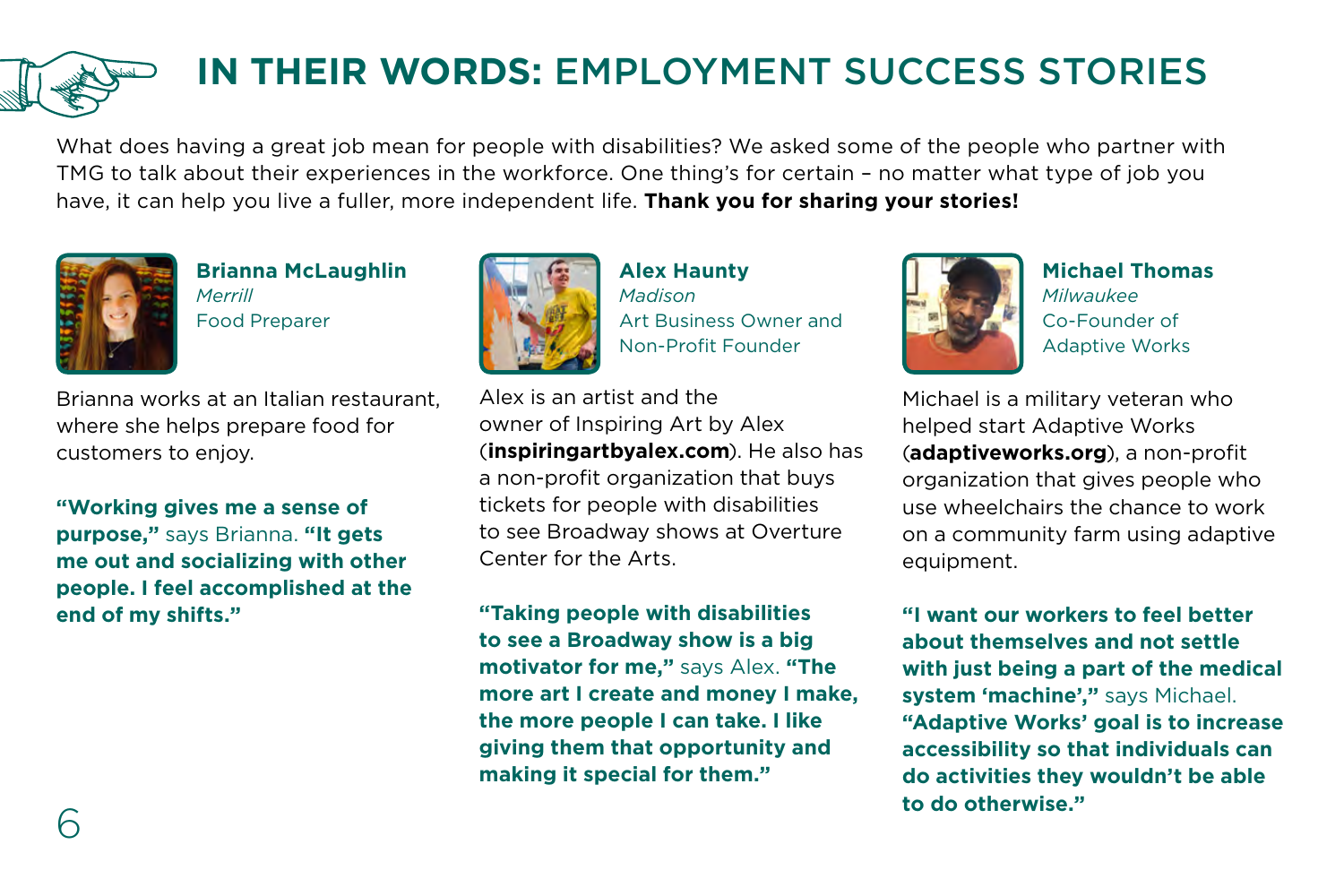# **IN THEIR WORDS:** EMPLOYMENT SUCCESS STORIES

What does having a great job mean for people with disabilities? We asked some of the people who partner with TMG to talk about their experiences in the workforce. One thing's for certain – no matter what type of job you have, it can help you live a fuller, more independent life. **Thank you for sharing your stories!**

**Brianna McLaughlin**
*Merrill*
Food Preparer

Brianna works at an Italian restaurant, where she helps prepare food for customers to enjoy.

**"Working gives me a sense of purpose,"** says Brianna. **"It gets me out and socializing with other people. I feel accomplished at the end of my shifts."**

**Alex Haunty**
*Madison*
Art Business Owner and Non-Profit Founder

Alex is an artist and the owner of Inspiring Art by Alex (**inspiringartbyalex.com**). He also has a non-profit organization that buys tickets for people with disabilities to see Broadway shows at Overture Center for the Arts.

**"Taking people with disabilities to see a Broadway show is a big motivator for me,"** says Alex. **"The more art I create and money I make, the more people I can take. I like giving them that opportunity and making it special for them."**

**Michael Thomas**
*Milwaukee*
Co-Founder of Adaptive Works

Michael is a military veteran who helped start Adaptive Works (**adaptiveworks.org**), a non-profit organization that gives people who use wheelchairs the chance to work on a community farm using adaptive equipment.

**"I want our workers to feel better about themselves and not settle with just being a part of the medical system 'machine',"** says Michael. **"Adaptive Works' goal is to increase accessibility so that individuals can do activities they wouldn't be able to do otherwise."**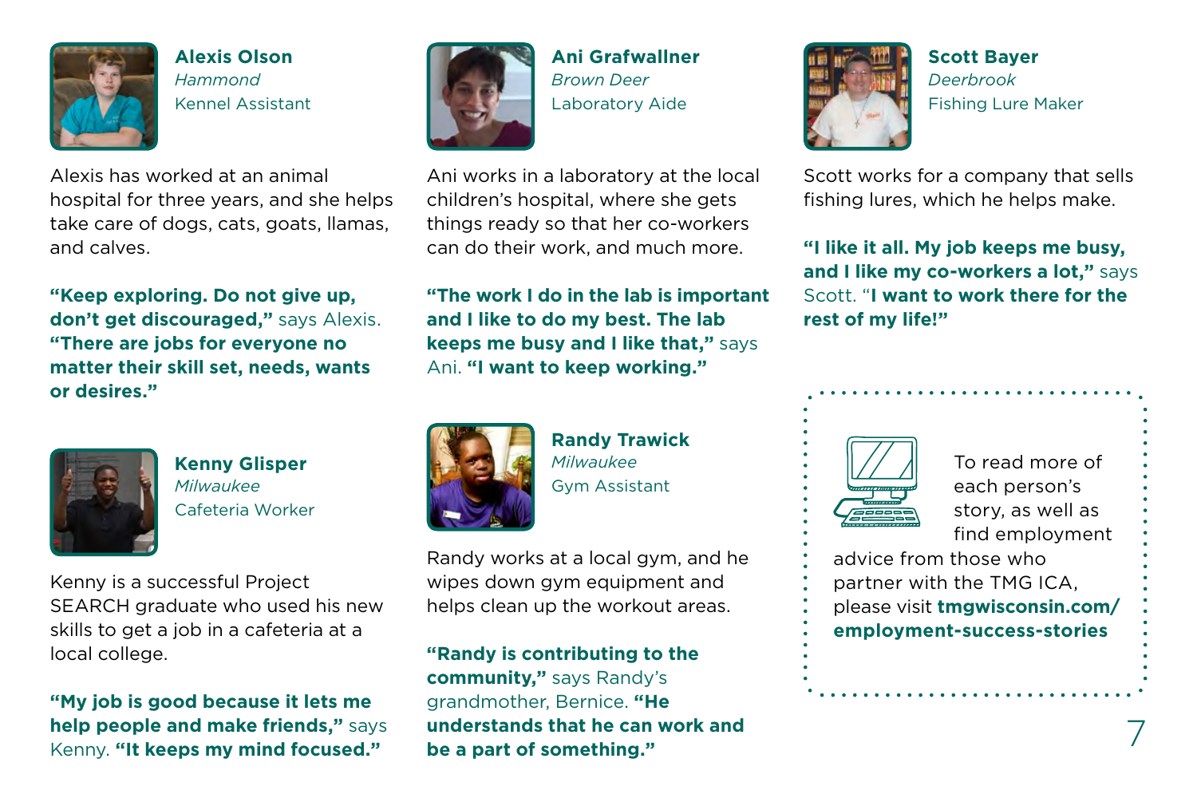**Alexis Olson**
*Hammond*
Kennel Assistant

Alexis has worked at an animal hospital for three years, and she helps take care of dogs, cats, goats, llamas, and calves.

**"Keep exploring. Do not give up, don't get discouraged,"** says Alexis. **"There are jobs for everyone no matter their skill set, needs, wants or desires."**

**Ani Grafwallner**
*Brown Deer*
Laboratory Aide

Ani works in a laboratory at the local children's hospital, where she gets things ready so that her co-workers can do their work, and much more.

**"The work I do in the lab is important and I like to do my best. The lab keeps me busy and I like that,"** says Ani. **"I want to keep working."**

**Scott Bayer**
*Deerbrook*
Fishing Lure Maker

Scott works for a company that sells fishing lures, which he helps make.

**"I like it all. My job keeps me busy, and I like my co-workers a lot,"** says Scott. "**I want to work there for the rest of my life!"**

**Kenny Glisper**
*Milwaukee*
Cafeteria Worker

Kenny is a successful Project SEARCH graduate who used his new skills to get a job in a cafeteria at a local college.

**"My job is good because it lets me help people and make friends,"** says Kenny. **"It keeps my mind focused."**

**Randy Trawick**
*Milwaukee*
Gym Assistant

Randy works at a local gym, and he wipes down gym equipment and helps clean up the workout areas.

**"Randy is contributing to the community,"** says Randy's grandmother, Bernice. **"He understands that he can work and be a part of something."**

To read more of each person's story, as well as find employment advice from those who partner with the TMG ICA, please visit **tmgwisconsin.com/employment-success-stories**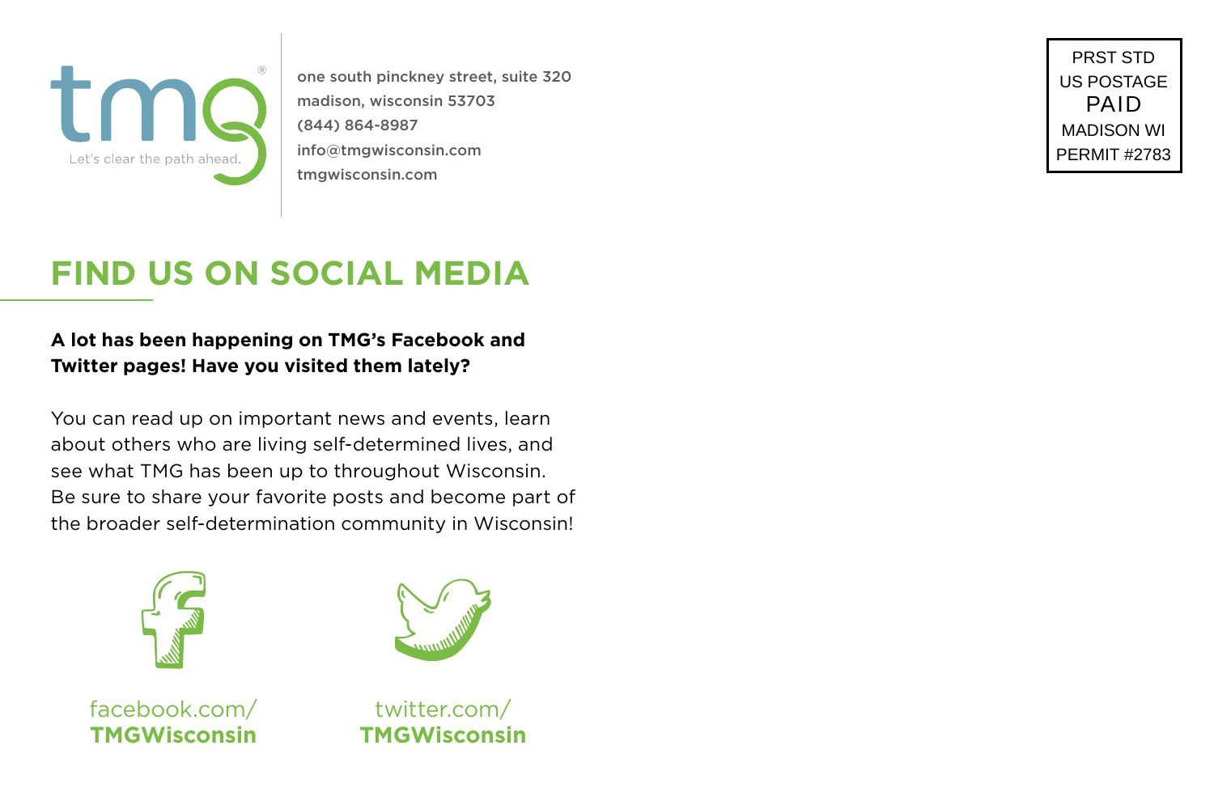tmg®

Let's clear the path ahead.

one south pinckney street, suite 320
madison, wisconsin 53703
(844) 864-8987
info@tmgwisconsin.com
tmgwisconsin.com

PRST STD
US POSTAGE
PAID
MADISON WI
PERMIT #2783

## FIND US ON SOCIAL MEDIA

**A lot has been happening on TMG's Facebook and Twitter pages! Have you visited them lately?**

You can read up on important news and events, learn about others who are living self-determined lives, and see what TMG has been up to throughout Wisconsin. Be sure to share your favorite posts and become part of the broader self-determination community in Wisconsin!

facebook.com/
**TMGWisconsin**

twitter.com/
**TMGWisconsin**